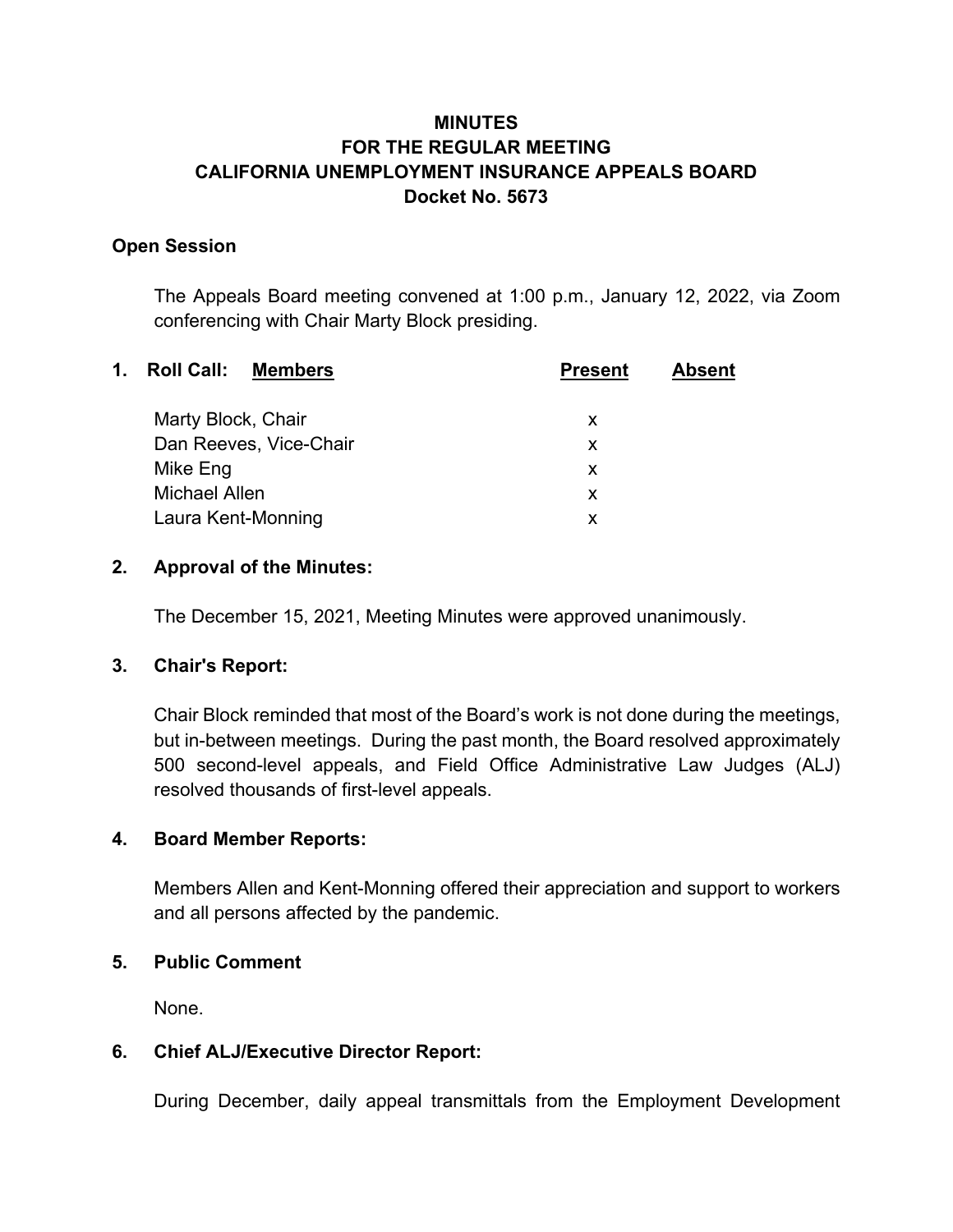# MINUTES
# FOR THE REGULAR MEETING
# CALIFORNIA UNEMPLOYMENT INSURANCE APPEALS BOARD
# Docket No. 5673

## Open Session

The Appeals Board meeting convened at 1:00 p.m., January 12, 2022, via Zoom conferencing with Chair Marty Block presiding.

**1. Roll Call:**

| Members | Present | Absent |
|---|---|---|
| Marty Block, Chair | x | |
| Dan Reeves, Vice-Chair | x | |
| Mike Eng | x | |
| Michael Allen | x | |
| Laura Kent-Monning | x | |

**2. Approval of the Minutes:**

The December 15, 2021, Meeting Minutes were approved unanimously.

**3. Chair's Report:**

Chair Block reminded that most of the Board's work is not done during the meetings, but in-between meetings. During the past month, the Board resolved approximately 500 second-level appeals, and Field Office Administrative Law Judges (ALJ) resolved thousands of first-level appeals.

**4. Board Member Reports:**

Members Allen and Kent-Monning offered their appreciation and support to workers and all persons affected by the pandemic.

**5. Public Comment**

None.

**6. Chief ALJ/Executive Director Report:**

During December, daily appeal transmittals from the Employment Development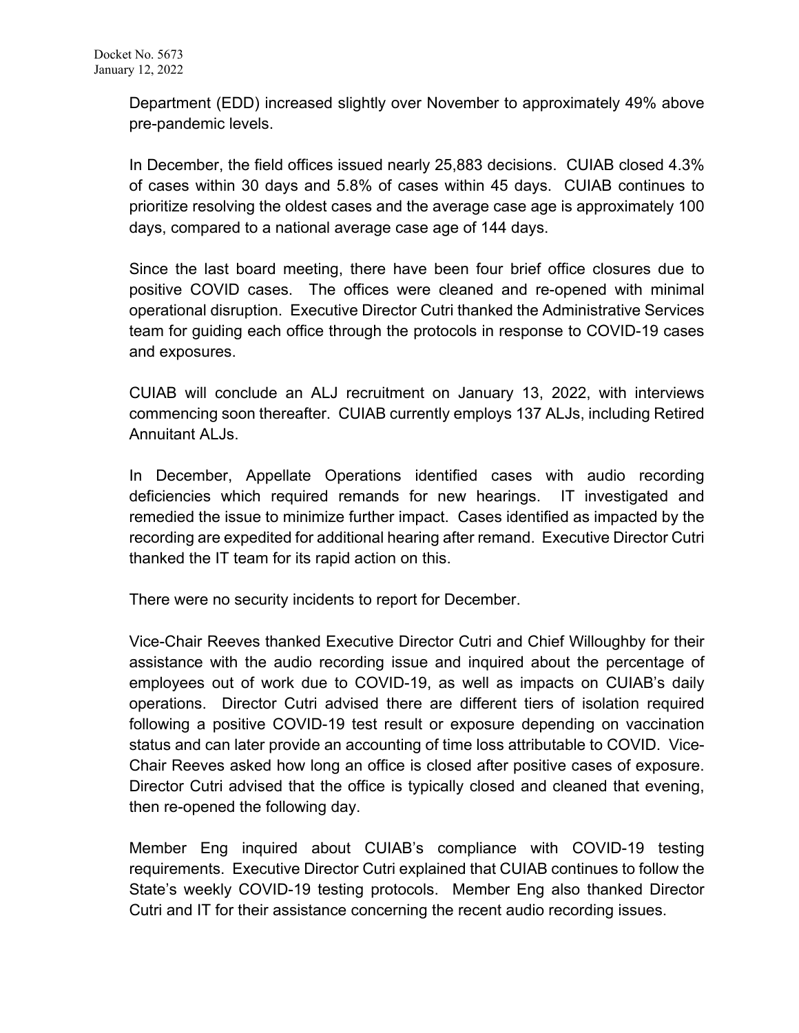Department (EDD) increased slightly over November to approximately 49% above pre-pandemic levels.

In December, the field offices issued nearly 25,883 decisions. CUIAB closed 4.3% of cases within 30 days and 5.8% of cases within 45 days. CUIAB continues to prioritize resolving the oldest cases and the average case age is approximately 100 days, compared to a national average case age of 144 days.

Since the last board meeting, there have been four brief office closures due to positive COVID cases. The offices were cleaned and re-opened with minimal operational disruption. Executive Director Cutri thanked the Administrative Services team for guiding each office through the protocols in response to COVID-19 cases and exposures.

CUIAB will conclude an ALJ recruitment on January 13, 2022, with interviews commencing soon thereafter. CUIAB currently employs 137 ALJs, including Retired Annuitant ALJs.

In December, Appellate Operations identified cases with audio recording deficiencies which required remands for new hearings. IT investigated and remedied the issue to minimize further impact. Cases identified as impacted by the recording are expedited for additional hearing after remand. Executive Director Cutri thanked the IT team for its rapid action on this.

There were no security incidents to report for December.

Vice-Chair Reeves thanked Executive Director Cutri and Chief Willoughby for their assistance with the audio recording issue and inquired about the percentage of employees out of work due to COVID-19, as well as impacts on CUIAB's daily operations. Director Cutri advised there are different tiers of isolation required following a positive COVID-19 test result or exposure depending on vaccination status and can later provide an accounting of time loss attributable to COVID. Vice-Chair Reeves asked how long an office is closed after positive cases of exposure. Director Cutri advised that the office is typically closed and cleaned that evening, then re-opened the following day.

Member Eng inquired about CUIAB's compliance with COVID-19 testing requirements. Executive Director Cutri explained that CUIAB continues to follow the State's weekly COVID-19 testing protocols. Member Eng also thanked Director Cutri and IT for their assistance concerning the recent audio recording issues.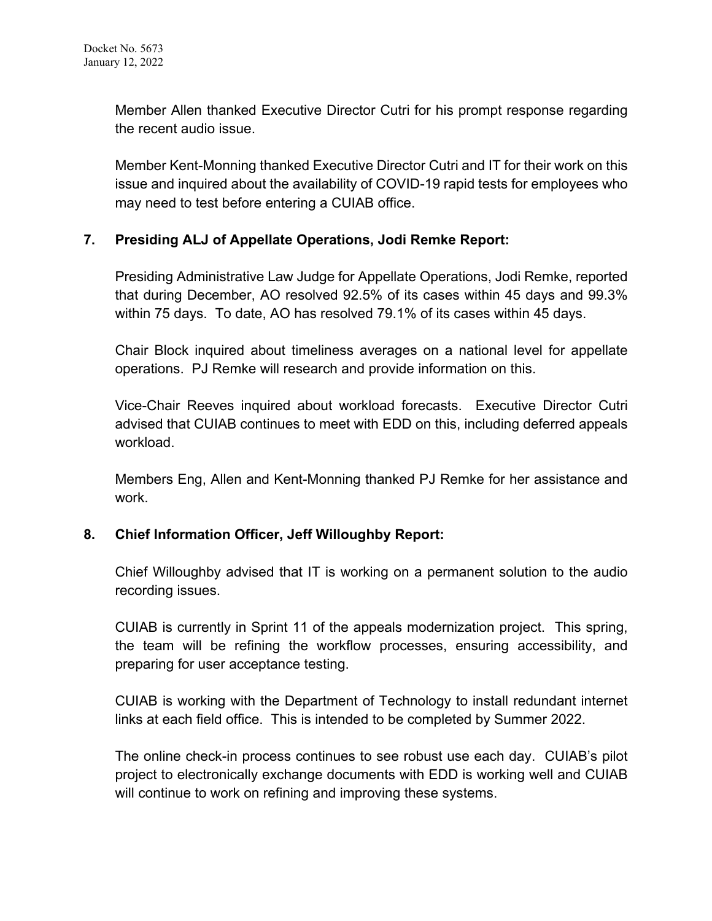Member Allen thanked Executive Director Cutri for his prompt response regarding the recent audio issue.

Member Kent-Monning thanked Executive Director Cutri and IT for their work on this issue and inquired about the availability of COVID-19 rapid tests for employees who may need to test before entering a CUIAB office.

## 7. Presiding ALJ of Appellate Operations, Jodi Remke Report:

Presiding Administrative Law Judge for Appellate Operations, Jodi Remke, reported that during December, AO resolved 92.5% of its cases within 45 days and 99.3% within 75 days. To date, AO has resolved 79.1% of its cases within 45 days.

Chair Block inquired about timeliness averages on a national level for appellate operations. PJ Remke will research and provide information on this.

Vice-Chair Reeves inquired about workload forecasts. Executive Director Cutri advised that CUIAB continues to meet with EDD on this, including deferred appeals workload.

Members Eng, Allen and Kent-Monning thanked PJ Remke for her assistance and work.

## 8. Chief Information Officer, Jeff Willoughby Report:

Chief Willoughby advised that IT is working on a permanent solution to the audio recording issues.

CUIAB is currently in Sprint 11 of the appeals modernization project. This spring, the team will be refining the workflow processes, ensuring accessibility, and preparing for user acceptance testing.

CUIAB is working with the Department of Technology to install redundant internet links at each field office. This is intended to be completed by Summer 2022.

The online check-in process continues to see robust use each day. CUIAB's pilot project to electronically exchange documents with EDD is working well and CUIAB will continue to work on refining and improving these systems.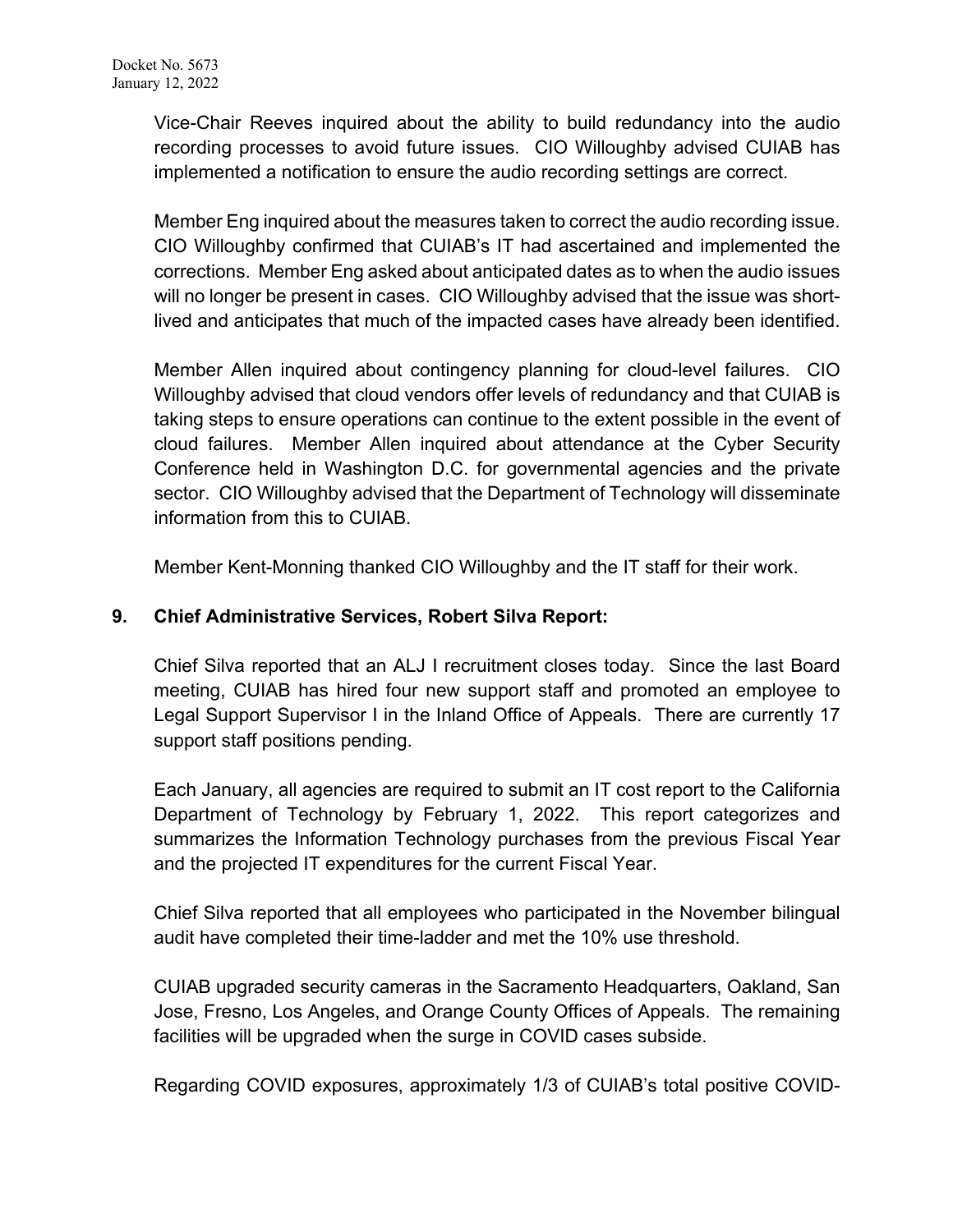Vice-Chair Reeves inquired about the ability to build redundancy into the audio recording processes to avoid future issues. CIO Willoughby advised CUIAB has implemented a notification to ensure the audio recording settings are correct.

Member Eng inquired about the measures taken to correct the audio recording issue. CIO Willoughby confirmed that CUIAB's IT had ascertained and implemented the corrections. Member Eng asked about anticipated dates as to when the audio issues will no longer be present in cases. CIO Willoughby advised that the issue was short-lived and anticipates that much of the impacted cases have already been identified.

Member Allen inquired about contingency planning for cloud-level failures. CIO Willoughby advised that cloud vendors offer levels of redundancy and that CUIAB is taking steps to ensure operations can continue to the extent possible in the event of cloud failures. Member Allen inquired about attendance at the Cyber Security Conference held in Washington D.C. for governmental agencies and the private sector. CIO Willoughby advised that the Department of Technology will disseminate information from this to CUIAB.

Member Kent-Monning thanked CIO Willoughby and the IT staff for their work.

**9. Chief Administrative Services, Robert Silva Report:**

Chief Silva reported that an ALJ I recruitment closes today. Since the last Board meeting, CUIAB has hired four new support staff and promoted an employee to Legal Support Supervisor I in the Inland Office of Appeals. There are currently 17 support staff positions pending.

Each January, all agencies are required to submit an IT cost report to the California Department of Technology by February 1, 2022. This report categorizes and summarizes the Information Technology purchases from the previous Fiscal Year and the projected IT expenditures for the current Fiscal Year.

Chief Silva reported that all employees who participated in the November bilingual audit have completed their time-ladder and met the 10% use threshold.

CUIAB upgraded security cameras in the Sacramento Headquarters, Oakland, San Jose, Fresno, Los Angeles, and Orange County Offices of Appeals. The remaining facilities will be upgraded when the surge in COVID cases subside.

Regarding COVID exposures, approximately 1/3 of CUIAB's total positive COVID-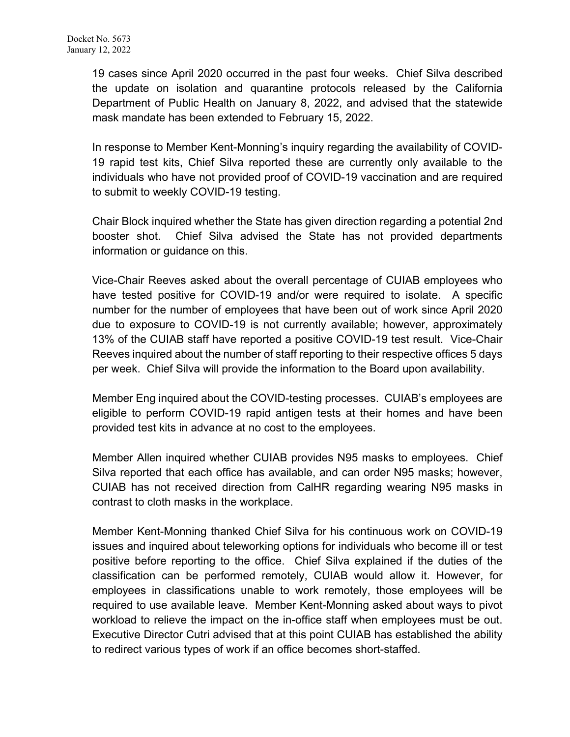19 cases since April 2020 occurred in the past four weeks. Chief Silva described the update on isolation and quarantine protocols released by the California Department of Public Health on January 8, 2022, and advised that the statewide mask mandate has been extended to February 15, 2022.

In response to Member Kent-Monning's inquiry regarding the availability of COVID-19 rapid test kits, Chief Silva reported these are currently only available to the individuals who have not provided proof of COVID-19 vaccination and are required to submit to weekly COVID-19 testing.

Chair Block inquired whether the State has given direction regarding a potential 2nd booster shot. Chief Silva advised the State has not provided departments information or guidance on this.

Vice-Chair Reeves asked about the overall percentage of CUIAB employees who have tested positive for COVID-19 and/or were required to isolate. A specific number for the number of employees that have been out of work since April 2020 due to exposure to COVID-19 is not currently available; however, approximately 13% of the CUIAB staff have reported a positive COVID-19 test result. Vice-Chair Reeves inquired about the number of staff reporting to their respective offices 5 days per week. Chief Silva will provide the information to the Board upon availability.

Member Eng inquired about the COVID-testing processes. CUIAB's employees are eligible to perform COVID-19 rapid antigen tests at their homes and have been provided test kits in advance at no cost to the employees.

Member Allen inquired whether CUIAB provides N95 masks to employees. Chief Silva reported that each office has available, and can order N95 masks; however, CUIAB has not received direction from CalHR regarding wearing N95 masks in contrast to cloth masks in the workplace.

Member Kent-Monning thanked Chief Silva for his continuous work on COVID-19 issues and inquired about teleworking options for individuals who become ill or test positive before reporting to the office. Chief Silva explained if the duties of the classification can be performed remotely, CUIAB would allow it. However, for employees in classifications unable to work remotely, those employees will be required to use available leave. Member Kent-Monning asked about ways to pivot workload to relieve the impact on the in-office staff when employees must be out. Executive Director Cutri advised that at this point CUIAB has established the ability to redirect various types of work if an office becomes short-staffed.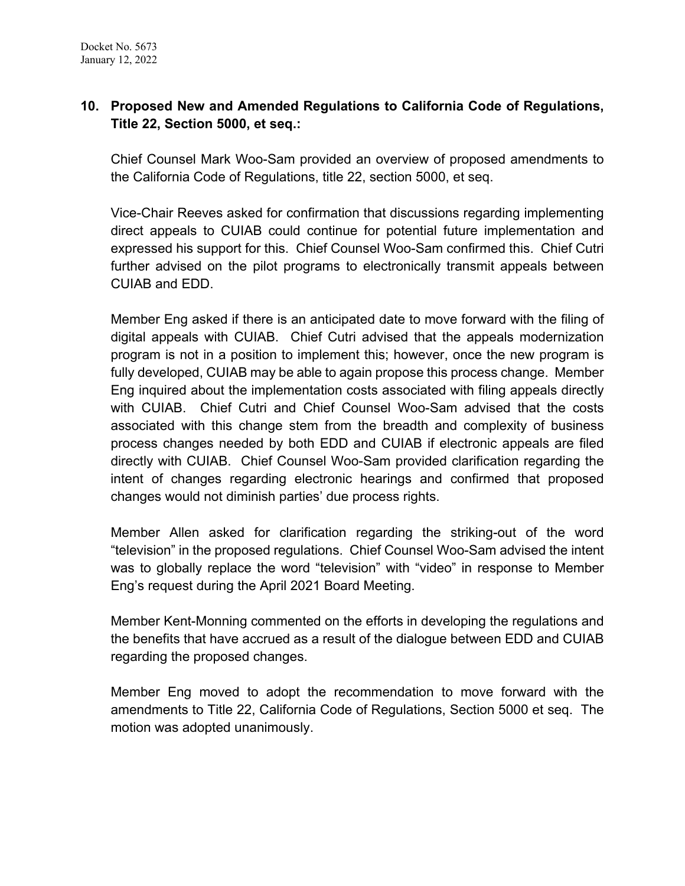## 10. Proposed New and Amended Regulations to California Code of Regulations, Title 22, Section 5000, et seq.:

Chief Counsel Mark Woo-Sam provided an overview of proposed amendments to the California Code of Regulations, title 22, section 5000, et seq.

Vice-Chair Reeves asked for confirmation that discussions regarding implementing direct appeals to CUIAB could continue for potential future implementation and expressed his support for this. Chief Counsel Woo-Sam confirmed this. Chief Cutri further advised on the pilot programs to electronically transmit appeals between CUIAB and EDD.

Member Eng asked if there is an anticipated date to move forward with the filing of digital appeals with CUIAB. Chief Cutri advised that the appeals modernization program is not in a position to implement this; however, once the new program is fully developed, CUIAB may be able to again propose this process change. Member Eng inquired about the implementation costs associated with filing appeals directly with CUIAB. Chief Cutri and Chief Counsel Woo-Sam advised that the costs associated with this change stem from the breadth and complexity of business process changes needed by both EDD and CUIAB if electronic appeals are filed directly with CUIAB. Chief Counsel Woo-Sam provided clarification regarding the intent of changes regarding electronic hearings and confirmed that proposed changes would not diminish parties' due process rights.

Member Allen asked for clarification regarding the striking-out of the word "television" in the proposed regulations. Chief Counsel Woo-Sam advised the intent was to globally replace the word "television" with "video" in response to Member Eng's request during the April 2021 Board Meeting.

Member Kent-Monning commented on the efforts in developing the regulations and the benefits that have accrued as a result of the dialogue between EDD and CUIAB regarding the proposed changes.

Member Eng moved to adopt the recommendation to move forward with the amendments to Title 22, California Code of Regulations, Section 5000 et seq. The motion was adopted unanimously.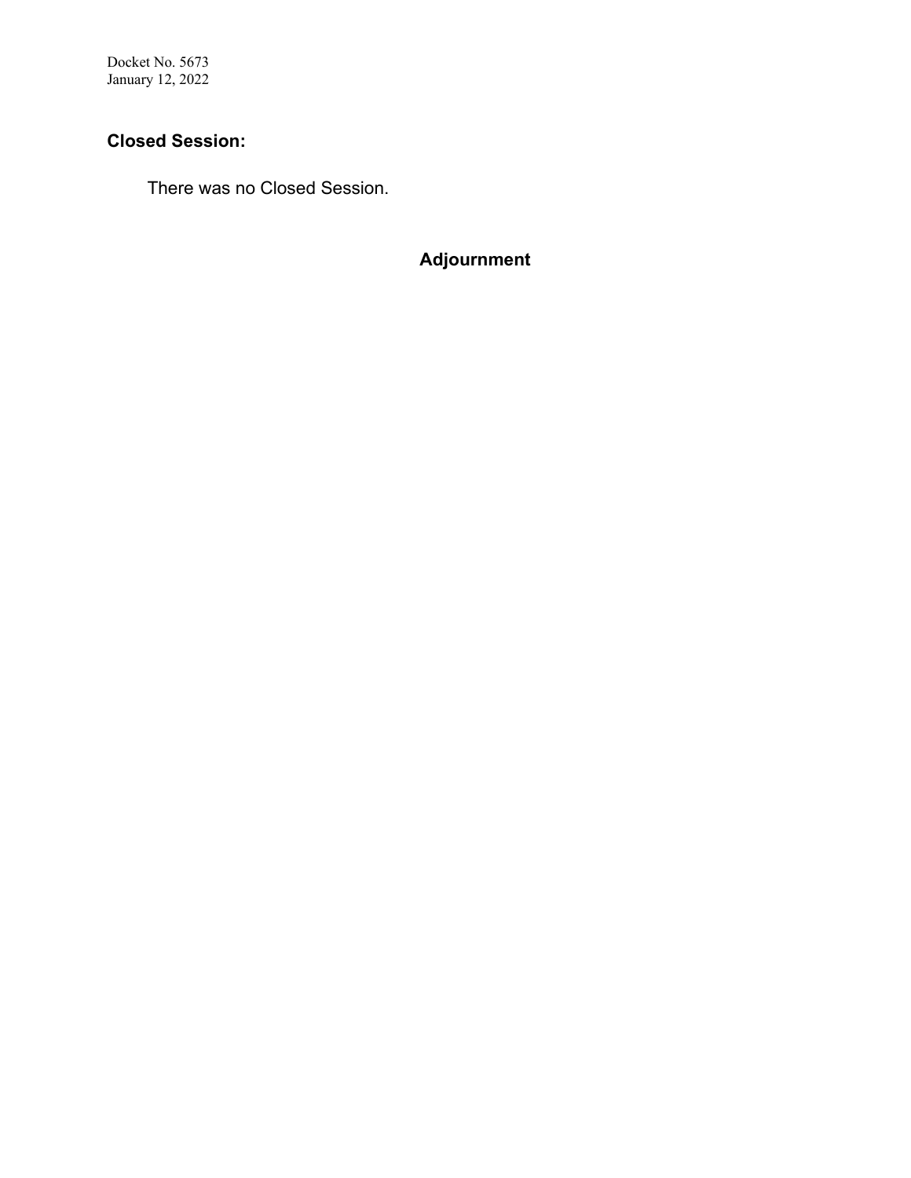## Closed Session:

There was no Closed Session.

## Adjournment